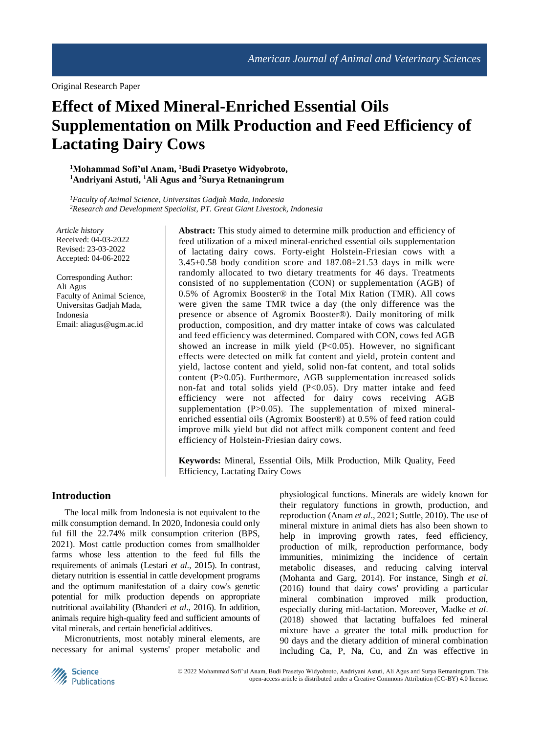Original Research Paper

# Effect of Mixed Mineral-Enriched Essential Oils Supplementation on Milk Production and Feed Efficiency of Lactating Dairy Cows

**[1]Mohammad Sofi'ul Anam, [1]Budi Prasetyo Widyobroto, [1]Andriyani Astuti, [1]Ali Agus and [2]Surya Retnaningrum**

*[1]Faculty of Animal Science, Universitas Gadjah Mada, Indonesia*
*[2]Research and Development Specialist, PT. Great Giant Livestock, Indonesia*

*Article history*
Received: 04-03-2022
Revised: 23-03-2022
Accepted: 04-06-2022

Corresponding Author:
Ali Agus
Faculty of Animal Science, Universitas Gadjah Mada, Indonesia
Email: aliagus@ugm.ac.id

**Abstract:** This study aimed to determine milk production and efficiency of feed utilization of a mixed mineral-enriched essential oils supplementation of lactating dairy cows. Forty-eight Holstein-Friesian cows with a 3.45±0.58 body condition score and 187.08±21.53 days in milk were randomly allocated to two dietary treatments for 46 days. Treatments consisted of no supplementation (CON) or supplementation (AGB) of 0.5% of Agromix Booster® in the Total Mix Ration (TMR). All cows were given the same TMR twice a day (the only difference was the presence or absence of Agromix Booster®). Daily monitoring of milk production, composition, and dry matter intake of cows was calculated and feed efficiency was determined. Compared with CON, cows fed AGB showed an increase in milk yield ($P<0.05$). However, no significant effects were detected on milk fat content and yield, protein content and yield, lactose content and yield, solid non-fat content, and total solids content ($P>0.05$). Furthermore, AGB supplementation increased solids non-fat and total solids yield ($P<0.05$). Dry matter intake and feed efficiency were not affected for dairy cows receiving AGB supplementation ($P>0.05$). The supplementation of mixed mineral-enriched essential oils (Agromix Booster®) at 0.5% of feed ration could improve milk yield but did not affect milk component content and feed efficiency of Holstein-Friesian dairy cows.

**Keywords:** Mineral, Essential Oils, Milk Production, Milk Quality, Feed Efficiency, Lactating Dairy Cows

## Introduction

The local milk from Indonesia is not equivalent to the milk consumption demand. In 2020, Indonesia could only ful fill the 22.74% milk consumption criterion (BPS, 2021). Most cattle production comes from smallholder farms whose less attention to the feed ful fills the requirements of animals (Lestari *et al*., 2015). In contrast, dietary nutrition is essential in cattle development programs and the optimum manifestation of a dairy cow's genetic potential for milk production depends on appropriate nutritional availability (Bhanderi *et al*., 2016). In addition, animals require high-quality feed and sufficient amounts of vital minerals, and certain beneficial additives.

Micronutrients, most notably mineral elements, are necessary for animal systems' proper metabolic and physiological functions. Minerals are widely known for their regulatory functions in growth, production, and reproduction (Anam *et al*., 2021; Suttle, 2010). The use of mineral mixture in animal diets has also been shown to help in improving growth rates, feed efficiency, production of milk, reproduction performance, body immunities, minimizing the incidence of certain metabolic diseases, and reducing calving interval (Mohanta and Garg, 2014). For instance, Singh *et al.* (2016) found that dairy cows' providing a particular mineral combination improved milk production, especially during mid-lactation. Moreover, Madke *et al*. (2018) showed that lactating buffaloes fed mineral mixture have a greater the total milk production for 90 days and the dietary addition of mineral combination including Ca, P, Na, Cu, and Zn was effective in

© 2022 Mohammad Sofi'ul Anam, Budi Prasetyo Widyobroto, Andriyani Astuti, Ali Agus and Surya Retnaningrum. This open-access article is distributed under a Creative Commons Attribution (CC-BY) 4.0 license.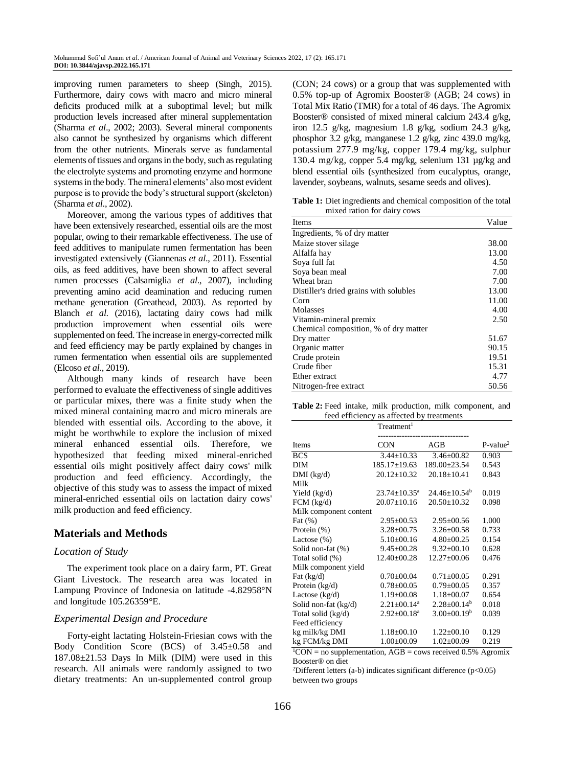improving rumen parameters to sheep (Singh, 2015). Furthermore, dairy cows with macro and micro mineral deficits produced milk at a suboptimal level; but milk production levels increased after mineral supplementation (Sharma *et al*., 2002; 2003). Several mineral components also cannot be synthesized by organisms which different from the other nutrients. Minerals serve as fundamental elements of tissues and organs in the body, such as regulating the electrolyte systems and promoting enzyme and hormone systems in the body. The mineral elements' also most evident purpose is to provide the body's structural support (skeleton) (Sharma *et al*., 2002).

Moreover, among the various types of additives that have been extensively researched, essential oils are the most popular, owing to their remarkable effectiveness. The use of feed additives to manipulate rumen fermentation has been investigated extensively (Giannenas *et al*., 2011). Essential oils, as feed additives, have been shown to affect several rumen processes (Calsamiglia *et al*., 2007), including preventing amino acid deamination and reducing rumen methane generation (Greathead, 2003). As reported by Blanch *et al.* (2016), lactating dairy cows had milk production improvement when essential oils were supplemented on feed. The increase in energy-corrected milk and feed efficiency may be partly explained by changes in rumen fermentation when essential oils are supplemented (Elcoso *et al*., 2019).

Although many kinds of research have been performed to evaluate the effectiveness of single additives or particular mixes, there was a finite study when the mixed mineral containing macro and micro minerals are blended with essential oils. According to the above, it might be worthwhile to explore the inclusion of mixed mineral enhanced essential oils. Therefore, we hypothesized that feeding mixed mineral-enriched essential oils might positively affect dairy cows' milk production and feed efficiency. Accordingly, the objective of this study was to assess the impact of mixed mineral-enriched essential oils on lactation dairy cows' milk production and feed efficiency.

## Materials and Methods

### Location of Study

The experiment took place on a dairy farm, PT. Great Giant Livestock. The research area was located in Lampung Province of Indonesia on latitude -4.82958°N and longitude 105.26359°E.

### Experimental Design and Procedure

Forty-eight lactating Holstein-Friesian cows with the Body Condition Score (BCS) of 3.45±0.58 and 187.08±21.53 Days In Milk (DIM) were used in this research. All animals were randomly assigned to two dietary treatments: An un-supplemented control group (CON; 24 cows) or a group that was supplemented with 0.5% top-up of Agromix Booster® (AGB; 24 cows) in Total Mix Ratio (TMR) for a total of 46 days. The Agromix Booster® consisted of mixed mineral calcium 243.4 g/kg, iron 12.5 g/kg, magnesium 1.8 g/kg, sodium 24.3 g/kg, phosphor 3.2 g/kg, manganese 1.2 g/kg, zinc 439.0 mg/kg, potassium 277.9 mg/kg, copper 179.4 mg/kg, sulphur 130.4 mg/kg, copper 5.4 mg/kg, selenium 131 µg/kg and blend essential oils (synthesized from eucalyptus, orange, lavender, soybeans, walnuts, sesame seeds and olives).

**Table 1:** Diet ingredients and chemical composition of the total mixed ration for dairy cows

| Items | Value |
|---|---|
| Ingredients, % of dry matter | |
| Maize stover silage | 38.00 |
| Alfalfa hay | 13.00 |
| Soya full fat | 4.50 |
| Soya bean meal | 7.00 |
| Wheat bran | 7.00 |
| Distiller's dried grains with solubles | 13.00 |
| Corn | 11.00 |
| Molasses | 4.00 |
| Vitamin-mineral premix | 2.50 |
| Chemical composition, % of dry matter | |
| Dry matter | 51.67 |
| Organic matter | 90.15 |
| Crude protein | 19.51 |
| Crude fiber | 15.31 |
| Ether extract | 4.77 |
| Nitrogen-free extract | 50.56 |

**Table 2:** Feed intake, milk production, milk component, and feed efficiency as affected by treatments

| | Treatment[1] | | |
|---|---|---|---|
| Items | CON | AGB | P-value[2] |
| BCS | 3.44±10.33 | 3.46±00.82 | 0.903 |
| DIM | 185.17±19.63 | 189.00±23.54 | 0.543 |
| DMI (kg/d) | 20.12±10.32 | 20.18±10.41 | 0.843 |
| Milk | | | |
| Yield (kg/d) | 23.74±10.35[a] | 24.46±10.54[b] | 0.019 |
| FCM (kg/d) | 20.07±10.16 | 20.50±10.32 | 0.098 |
| Milk component content | | | |
| Fat (%) | 2.95±00.53 | 2.95±00.56 | 1.000 |
| Protein (%) | 3.28±00.75 | 3.26±00.58 | 0.733 |
| Lactose (%) | 5.10±00.16 | 4.80±00.25 | 0.154 |
| Solid non-fat (%) | 9.45±00.28 | 9.32±00.10 | 0.628 |
| Total solid (%) | 12.40±00.28 | 12.27±00.06 | 0.476 |
| Milk component yield | | | |
| Fat (kg/d) | 0.70±00.04 | 0.71±00.05 | 0.291 |
| Protein (kg/d) | 0.78±00.05 | 0.79±00.05 | 0.357 |
| Lactose (kg/d) | 1.19±00.08 | 1.18±00.07 | 0.654 |
| Solid non-fat (kg/d) | 2.21±00.14[a] | 2.28±00.14[b] | 0.018 |
| Total solid (kg/d) | 2.92±00.18[a] | 3.00±00.19[b] | 0.039 |
| Feed efficiency | | | |
| kg milk/kg DMI | 1.18±00.10 | 1.22±00.10 | 0.129 |
| kg FCM/kg DMI | 1.00±00.09 | 1.02±00.09 | 0.219 |

[1]CON = no supplementation, AGB = cows received 0.5% Agromix Booster® on diet

[2]Different letters (a-b) indicates significant difference ($p<0.05$) between two groups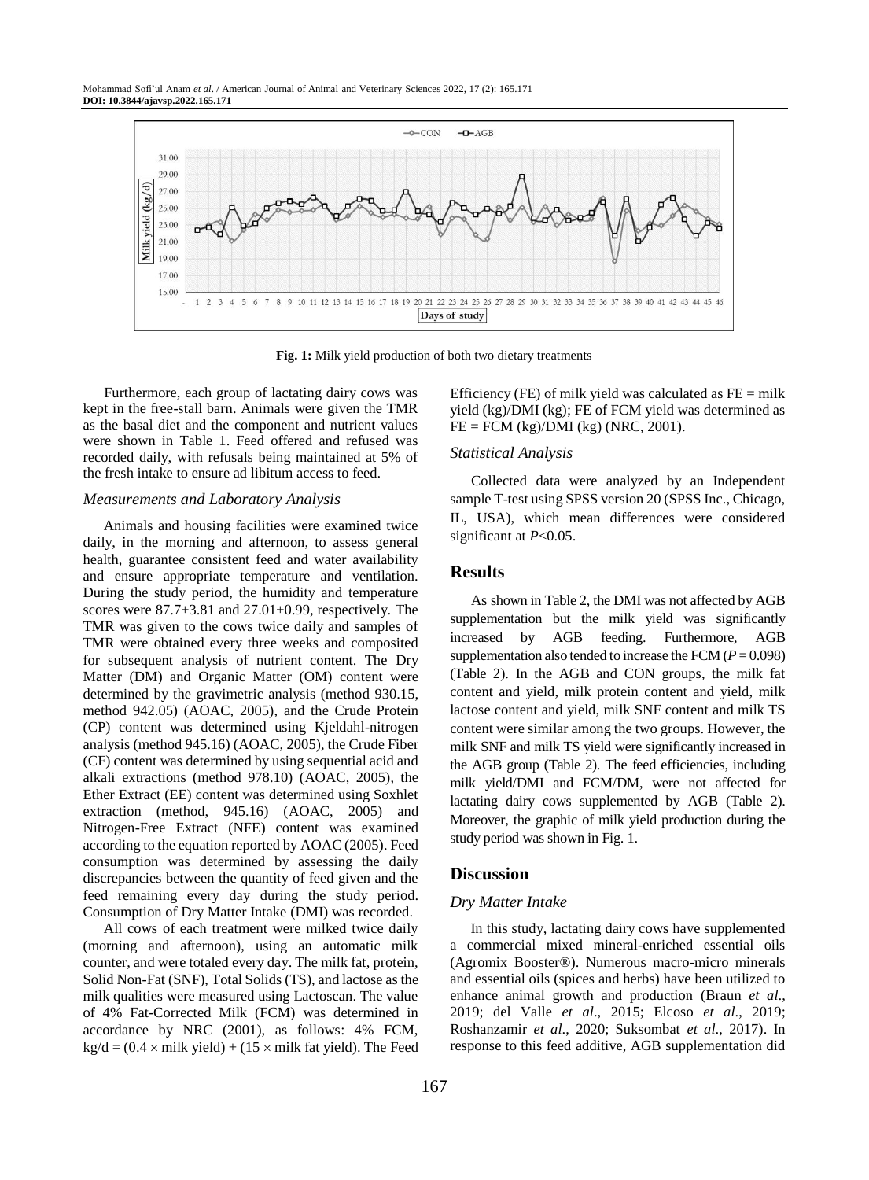Fig. 1: Milk yield production of both two dietary treatments

Furthermore, each group of lactating dairy cows was kept in the free-stall barn. Animals were given the TMR as the basal diet and the component and nutrient values were shown in Table 1. Feed offered and refused was recorded daily, with refusals being maintained at 5% of the fresh intake to ensure ad libitum access to feed.

### *Measurements and Laboratory Analysis*

Animals and housing facilities were examined twice daily, in the morning and afternoon, to assess general health, guarantee consistent feed and water availability and ensure appropriate temperature and ventilation. During the study period, the humidity and temperature scores were 87.7±3.81 and 27.01±0.99, respectively. The TMR was given to the cows twice daily and samples of TMR were obtained every three weeks and composited for subsequent analysis of nutrient content. The Dry Matter (DM) and Organic Matter (OM) content were determined by the gravimetric analysis (method 930.15, method 942.05) (AOAC, 2005), and the Crude Protein (CP) content was determined using Kjeldahl-nitrogen analysis (method 945.16) (AOAC, 2005), the Crude Fiber (CF) content was determined by using sequential acid and alkali extractions (method 978.10) (AOAC, 2005), the Ether Extract (EE) content was determined using Soxhlet extraction (method, 945.16) (AOAC, 2005) and Nitrogen-Free Extract (NFE) content was examined according to the equation reported by AOAC (2005). Feed consumption was determined by assessing the daily discrepancies between the quantity of feed given and the feed remaining every day during the study period. Consumption of Dry Matter Intake (DMI) was recorded.

All cows of each treatment were milked twice daily (morning and afternoon), using an automatic milk counter, and were totaled every day. The milk fat, protein, Solid Non-Fat (SNF), Total Solids (TS), and lactose as the milk qualities were measured using Lactoscan. The value of 4% Fat-Corrected Milk (FCM) was determined in accordance by NRC (2001), as follows: 4% FCM, $\text{kg/d} = (0.4 \times \text{milk yield}) + (15 \times \text{milk fat yield})$. The Feed Efficiency (FE) of milk yield was calculated as FE = milk yield (kg)/DMI (kg); FE of FCM yield was determined as FE = FCM (kg)/DMI (kg) (NRC, 2001).

### *Statistical Analysis*

Collected data were analyzed by an Independent sample T-test using SPSS version 20 (SPSS Inc., Chicago, IL, USA), which mean differences were considered significant at $P<0.05$.

## Results

As shown in Table 2, the DMI was not affected by AGB supplementation but the milk yield was significantly increased by AGB feeding. Furthermore, AGB supplementation also tended to increase the FCM ($P = 0.098$) (Table 2). In the AGB and CON groups, the milk fat content and yield, milk protein content and yield, milk lactose content and yield, milk SNF content and milk TS content were similar among the two groups. However, the milk SNF and milk TS yield were significantly increased in the AGB group (Table 2). The feed efficiencies, including milk yield/DMI and FCM/DM, were not affected for lactating dairy cows supplemented by AGB (Table 2). Moreover, the graphic of milk yield production during the study period was shown in Fig. 1.

## Discussion

### *Dry Matter Intake*

In this study, lactating dairy cows have supplemented a commercial mixed mineral-enriched essential oils (Agromix Booster®). Numerous macro-micro minerals and essential oils (spices and herbs) have been utilized to enhance animal growth and production (Braun *et al*., 2019; del Valle *et al*., 2015; Elcoso *et al*., 2019; Roshanzamir *et al*., 2020; Suksombat *et al*., 2017). In response to this feed additive, AGB supplementation did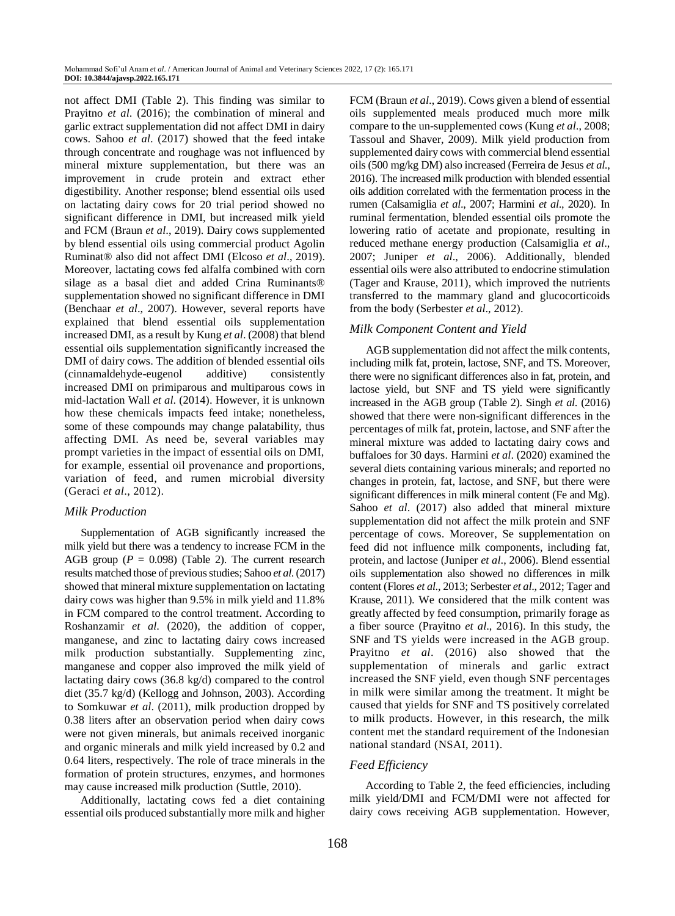not affect DMI (Table 2). This finding was similar to Prayitno *et al*. (2016); the combination of mineral and garlic extract supplementation did not affect DMI in dairy cows. Sahoo *et al*. (2017) showed that the feed intake through concentrate and roughage was not influenced by mineral mixture supplementation, but there was an improvement in crude protein and extract ether digestibility. Another response; blend essential oils used on lactating dairy cows for 20 trial period showed no significant difference in DMI, but increased milk yield and FCM (Braun *et al*., 2019). Dairy cows supplemented by blend essential oils using commercial product Agolin Ruminat® also did not affect DMI (Elcoso *et al*., 2019). Moreover, lactating cows fed alfalfa combined with corn silage as a basal diet and added Crina Ruminants® supplementation showed no significant difference in DMI (Benchaar *et al*., 2007). However, several reports have explained that blend essential oils supplementation increased DMI, as a result by Kung *et al*. (2008) that blend essential oils supplementation significantly increased the DMI of dairy cows. The addition of blended essential oils (cinnamaldehyde-eugenol additive) consistently increased DMI on primiparous and multiparous cows in mid-lactation Wall *et al*. (2014). However, it is unknown how these chemicals impacts feed intake; nonetheless, some of these compounds may change palatability, thus affecting DMI. As need be, several variables may prompt varieties in the impact of essential oils on DMI, for example, essential oil provenance and proportions, variation of feed, and rumen microbial diversity (Geraci *et al*., 2012).

### *Milk Production*

Supplementation of AGB significantly increased the milk yield but there was a tendency to increase FCM in the AGB group ($P$ = 0.098) (Table 2). The current research results matched those of previous studies; Sahoo *et al*. (2017) showed that mineral mixture supplementation on lactating dairy cows was higher than 9.5% in milk yield and 11.8% in FCM compared to the control treatment. According to Roshanzamir *et al*. (2020), the addition of copper, manganese, and zinc to lactating dairy cows increased milk production substantially. Supplementing zinc, manganese and copper also improved the milk yield of lactating dairy cows (36.8 kg/d) compared to the control diet (35.7 kg/d) (Kellogg and Johnson, 2003). According to Somkuwar *et al*. (2011), milk production dropped by 0.38 liters after an observation period when dairy cows were not given minerals, but animals received inorganic and organic minerals and milk yield increased by 0.2 and 0.64 liters, respectively. The role of trace minerals in the formation of protein structures, enzymes, and hormones may cause increased milk production (Suttle, 2010).

Additionally, lactating cows fed a diet containing essential oils produced substantially more milk and higher FCM (Braun *et al*., 2019). Cows given a blend of essential oils supplemented meals produced much more milk compare to the un-supplemented cows (Kung *et al*., 2008; Tassoul and Shaver, 2009). Milk yield production from supplemented dairy cows with commercial blend essential oils (500 mg/kg DM) also increased (Ferreira de Jesus *et al*., 2016). The increased milk production with blended essential oils addition correlated with the fermentation process in the rumen (Calsamiglia *et al*., 2007; Harmini *et al*., 2020). In ruminal fermentation, blended essential oils promote the lowering ratio of acetate and propionate, resulting in reduced methane energy production (Calsamiglia *et al*., 2007; Juniper *et al*., 2006). Additionally, blended essential oils were also attributed to endocrine stimulation (Tager and Krause, 2011), which improved the nutrients transferred to the mammary gland and glucocorticoids from the body (Serbester *et al*., 2012).

### *Milk Component Content and Yield*

AGB supplementation did not affect the milk contents, including milk fat, protein, lactose, SNF, and TS. Moreover, there were no significant differences also in fat, protein, and lactose yield, but SNF and TS yield were significantly increased in the AGB group (Table 2). Singh *et al*. (2016) showed that there were non-significant differences in the percentages of milk fat, protein, lactose, and SNF after the mineral mixture was added to lactating dairy cows and buffaloes for 30 days. Harmini *et al*. (2020) examined the several diets containing various minerals; and reported no changes in protein, fat, lactose, and SNF, but there were significant differences in milk mineral content (Fe and Mg). Sahoo *et al*. (2017) also added that mineral mixture supplementation did not affect the milk protein and SNF percentage of cows. Moreover, Se supplementation on feed did not influence milk components, including fat, protein, and lactose (Juniper *et al*., 2006). Blend essential oils supplementation also showed no differences in milk content (Flores *et al*., 2013; Serbester *et al*., 2012; Tager and Krause, 2011). We considered that the milk content was greatly affected by feed consumption, primarily forage as a fiber source (Prayitno *et al*., 2016). In this study, the SNF and TS yields were increased in the AGB group. Prayitno *et al*. (2016) also showed that the supplementation of minerals and garlic extract increased the SNF yield, even though SNF percentages in milk were similar among the treatment. It might be caused that yields for SNF and TS positively correlated to milk products. However, in this research, the milk content met the standard requirement of the Indonesian national standard (NSAI, 2011).

### *Feed Efficiency*

According to Table 2, the feed efficiencies, including milk yield/DMI and FCM/DMI were not affected for dairy cows receiving AGB supplementation. However,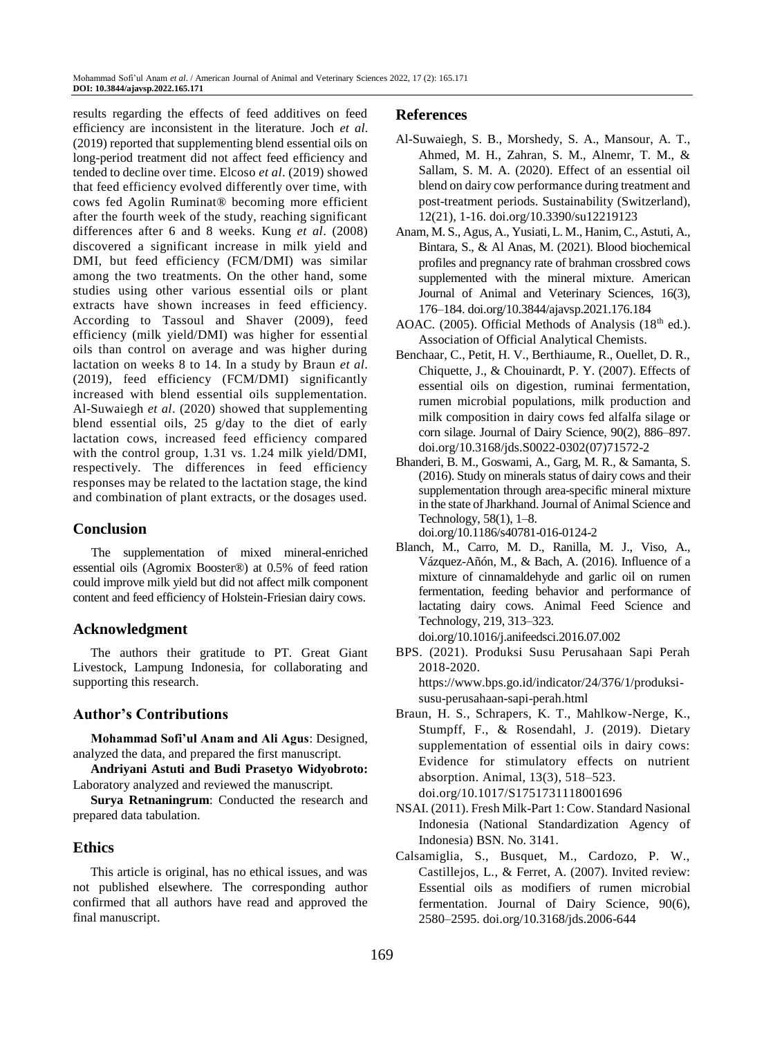results regarding the effects of feed additives on feed efficiency are inconsistent in the literature. Joch *et al.* (2019) reported that supplementing blend essential oils on long-period treatment did not affect feed efficiency and tended to decline over time. Elcoso *et al*. (2019) showed that feed efficiency evolved differently over time, with cows fed Agolin Ruminat® becoming more efficient after the fourth week of the study, reaching significant differences after 6 and 8 weeks. Kung *et al*. (2008) discovered a significant increase in milk yield and DMI, but feed efficiency (FCM/DMI) was similar among the two treatments. On the other hand, some studies using other various essential oils or plant extracts have shown increases in feed efficiency. According to Tassoul and Shaver (2009), feed efficiency (milk yield/DMI) was higher for essential oils than control on average and was higher during lactation on weeks 8 to 14. In a study by Braun *et al*. (2019), feed efficiency (FCM/DMI) significantly increased with blend essential oils supplementation. Al-Suwaiegh *et al*. (2020) showed that supplementing blend essential oils, 25 g/day to the diet of early lactation cows, increased feed efficiency compared with the control group, 1.31 vs. 1.24 milk yield/DMI, respectively. The differences in feed efficiency responses may be related to the lactation stage, the kind and combination of plant extracts, or the dosages used.

## Conclusion

The supplementation of mixed mineral-enriched essential oils (Agromix Booster®) at 0.5% of feed ration could improve milk yield but did not affect milk component content and feed efficiency of Holstein-Friesian dairy cows.

## Acknowledgment

The authors their gratitude to PT. Great Giant Livestock, Lampung Indonesia, for collaborating and supporting this research.

## Author's Contributions

**Mohammad Sofi'ul Anam and Ali Agus**: Designed, analyzed the data, and prepared the first manuscript.

**Andriyani Astuti and Budi Prasetyo Widyobroto:** Laboratory analyzed and reviewed the manuscript.

**Surya Retnaningrum**: Conducted the research and prepared data tabulation.

## Ethics

This article is original, has no ethical issues, and was not published elsewhere. The corresponding author confirmed that all authors have read and approved the final manuscript.

## References

Al-Suwaiegh, S. B., Morshedy, S. A., Mansour, A. T., Ahmed, M. H., Zahran, S. M., Alnemr, T. M., & Sallam, S. M. A. (2020). Effect of an essential oil blend on dairy cow performance during treatment and post-treatment periods. Sustainability (Switzerland), 12(21), 1-16. doi.org/10.3390/su12219123

Anam, M. S., Agus, A., Yusiati, L. M., Hanim, C., Astuti, A., Bintara, S., & Al Anas, M. (2021). Blood biochemical profiles and pregnancy rate of brahman crossbred cows supplemented with the mineral mixture. American Journal of Animal and Veterinary Sciences, 16(3), 176–184. doi.org/10.3844/ajavsp.2021.176.184

AOAC. (2005). Official Methods of Analysis (18th ed.). Association of Official Analytical Chemists.

Benchaar, C., Petit, H. V., Berthiaume, R., Ouellet, D. R., Chiquette, J., & Chouinardt, P. Y. (2007). Effects of essential oils on digestion, ruminai fermentation, rumen microbial populations, milk production and milk composition in dairy cows fed alfalfa silage or corn silage. Journal of Dairy Science, 90(2), 886–897. doi.org/10.3168/jds.S0022-0302(07)71572-2

Bhanderi, B. M., Goswami, A., Garg, M. R., & Samanta, S. (2016). Study on minerals status of dairy cows and their supplementation through area-specific mineral mixture in the state of Jharkhand. Journal of Animal Science and Technology, 58(1), 1–8. doi.org/10.1186/s40781-016-0124-2

Blanch, M., Carro, M. D., Ranilla, M. J., Viso, A., Vázquez-Añón, M., & Bach, A. (2016). Influence of a mixture of cinnamaldehyde and garlic oil on rumen fermentation, feeding behavior and performance of lactating dairy cows. Animal Feed Science and Technology, 219, 313–323. doi.org/10.1016/j.anifeedsci.2016.07.002

BPS. (2021). Produksi Susu Perusahaan Sapi Perah 2018-2020. https://www.bps.go.id/indicator/24/376/1/produksi-susu-perusahaan-sapi-perah.html

Braun, H. S., Schrapers, K. T., Mahlkow-Nerge, K., Stumpff, F., & Rosendahl, J. (2019). Dietary supplementation of essential oils in dairy cows: Evidence for stimulatory effects on nutrient absorption. Animal, 13(3), 518–523. doi.org/10.1017/S1751731118001696

NSAI. (2011). Fresh Milk-Part 1: Cow. Standard Nasional Indonesia (National Standardization Agency of Indonesia) BSN. No. 3141.

Calsamiglia, S., Busquet, M., Cardozo, P. W., Castillejos, L., & Ferret, A. (2007). Invited review: Essential oils as modifiers of rumen microbial fermentation. Journal of Dairy Science, 90(6), 2580–2595. doi.org/10.3168/jds.2006-644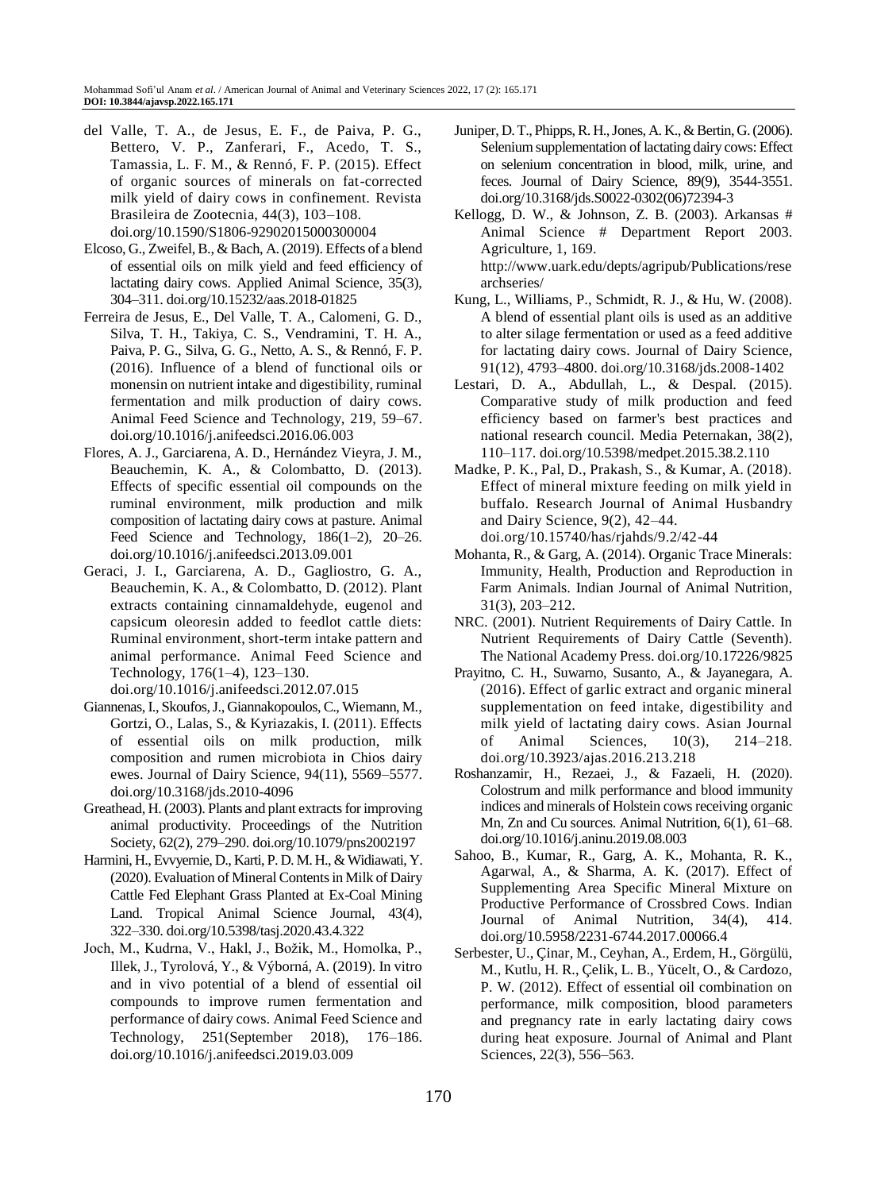del Valle, T. A., de Jesus, E. F., de Paiva, P. G., Bettero, V. P., Zanferari, F., Acedo, T. S., Tamassia, L. F. M., & Rennó, F. P. (2015). Effect of organic sources of minerals on fat-corrected milk yield of dairy cows in confinement. Revista Brasileira de Zootecnia, 44(3), 103–108. doi.org/10.1590/S1806-92902015000300004

Elcoso, G., Zweifel, B., & Bach, A. (2019). Effects of a blend of essential oils on milk yield and feed efficiency of lactating dairy cows. Applied Animal Science, 35(3), 304–311. doi.org/10.15232/aas.2018-01825

Ferreira de Jesus, E., Del Valle, T. A., Calomeni, G. D., Silva, T. H., Takiya, C. S., Vendramini, T. H. A., Paiva, P. G., Silva, G. G., Netto, A. S., & Rennó, F. P. (2016). Influence of a blend of functional oils or monensin on nutrient intake and digestibility, ruminal fermentation and milk production of dairy cows. Animal Feed Science and Technology, 219, 59–67. doi.org/10.1016/j.anifeedsci.2016.06.003

Flores, A. J., Garciarena, A. D., Hernández Vieyra, J. M., Beauchemin, K. A., & Colombatto, D. (2013). Effects of specific essential oil compounds on the ruminal environment, milk production and milk composition of lactating dairy cows at pasture. Animal Feed Science and Technology, 186(1–2), 20–26. doi.org/10.1016/j.anifeedsci.2013.09.001

Geraci, J. I., Garciarena, A. D., Gagliostro, G. A., Beauchemin, K. A., & Colombatto, D. (2012). Plant extracts containing cinnamaldehyde, eugenol and capsicum oleoresin added to feedlot cattle diets: Ruminal environment, short-term intake pattern and animal performance. Animal Feed Science and Technology, 176(1–4), 123–130. doi.org/10.1016/j.anifeedsci.2012.07.015

Giannenas, I., Skoufos, J., Giannakopoulos, C., Wiemann, M., Gortzi, O., Lalas, S., & Kyriazakis, I. (2011). Effects of essential oils on milk production, milk composition and rumen microbiota in Chios dairy ewes. Journal of Dairy Science, 94(11), 5569–5577. doi.org/10.3168/jds.2010-4096

Greathead, H. (2003). Plants and plant extracts for improving animal productivity. Proceedings of the Nutrition Society, 62(2), 279–290. doi.org/10.1079/pns2002197

Harmini, H., Evvyernie, D., Karti, P. D. M. H., & Widiawati, Y. (2020). Evaluation of Mineral Contents in Milk of Dairy Cattle Fed Elephant Grass Planted at Ex-Coal Mining Land. Tropical Animal Science Journal, 43(4), 322–330. doi.org/10.5398/tasj.2020.43.4.322

Joch, M., Kudrna, V., Hakl, J., Božik, M., Homolka, P., Illek, J., Tyrolová, Y., & Výborná, A. (2019). In vitro and in vivo potential of a blend of essential oil compounds to improve rumen fermentation and performance of dairy cows. Animal Feed Science and Technology, 251(September 2018), 176–186. doi.org/10.1016/j.anifeedsci.2019.03.009

Juniper, D. T., Phipps, R. H., Jones, A. K., & Bertin, G. (2006). Selenium supplementation of lactating dairy cows: Effect on selenium concentration in blood, milk, urine, and feces. Journal of Dairy Science, 89(9), 3544-3551. doi.org/10.3168/jds.S0022-0302(06)72394-3

Kellogg, D. W., & Johnson, Z. B. (2003). Arkansas # Animal Science # Department Report 2003. Agriculture, 1, 169. http://www.uark.edu/depts/agripub/Publications/researchseries/

Kung, L., Williams, P., Schmidt, R. J., & Hu, W. (2008). A blend of essential plant oils is used as an additive to alter silage fermentation or used as a feed additive for lactating dairy cows. Journal of Dairy Science, 91(12), 4793–4800. doi.org/10.3168/jds.2008-1402

Lestari, D. A., Abdullah, L., & Despal. (2015). Comparative study of milk production and feed efficiency based on farmer's best practices and national research council. Media Peternakan, 38(2), 110–117. doi.org/10.5398/medpet.2015.38.2.110

Madke, P. K., Pal, D., Prakash, S., & Kumar, A. (2018). Effect of mineral mixture feeding on milk yield in buffalo. Research Journal of Animal Husbandry and Dairy Science, 9(2), 42–44. doi.org/10.15740/has/rjahds/9.2/42-44

Mohanta, R., & Garg, A. (2014). Organic Trace Minerals: Immunity, Health, Production and Reproduction in Farm Animals. Indian Journal of Animal Nutrition, 31(3), 203–212.

NRC. (2001). Nutrient Requirements of Dairy Cattle. In Nutrient Requirements of Dairy Cattle (Seventh). The National Academy Press. doi.org/10.17226/9825

Prayitno, C. H., Suwarno, Susanto, A., & Jayanegara, A. (2016). Effect of garlic extract and organic mineral supplementation on feed intake, digestibility and milk yield of lactating dairy cows. Asian Journal of Animal Sciences, 10(3), 214–218. doi.org/10.3923/ajas.2016.213.218

Roshanzamir, H., Rezaei, J., & Fazaeli, H. (2020). Colostrum and milk performance and blood immunity indices and minerals of Holstein cows receiving organic Mn, Zn and Cu sources. Animal Nutrition, 6(1), 61–68. doi.org/10.1016/j.aninu.2019.08.003

Sahoo, B., Kumar, R., Garg, A. K., Mohanta, R. K., Agarwal, A., & Sharma, A. K. (2017). Effect of Supplementing Area Specific Mineral Mixture on Productive Performance of Crossbred Cows. Indian Journal of Animal Nutrition, 34(4), 414. doi.org/10.5958/2231-6744.2017.00066.4

Serbester, U., Çinar, M., Ceyhan, A., Erdem, H., Görgülü, M., Kutlu, H. R., Çelik, L. B., Yücelt, O., & Cardozo, P. W. (2012). Effect of essential oil combination on performance, milk composition, blood parameters and pregnancy rate in early lactating dairy cows during heat exposure. Journal of Animal and Plant Sciences, 22(3), 556–563.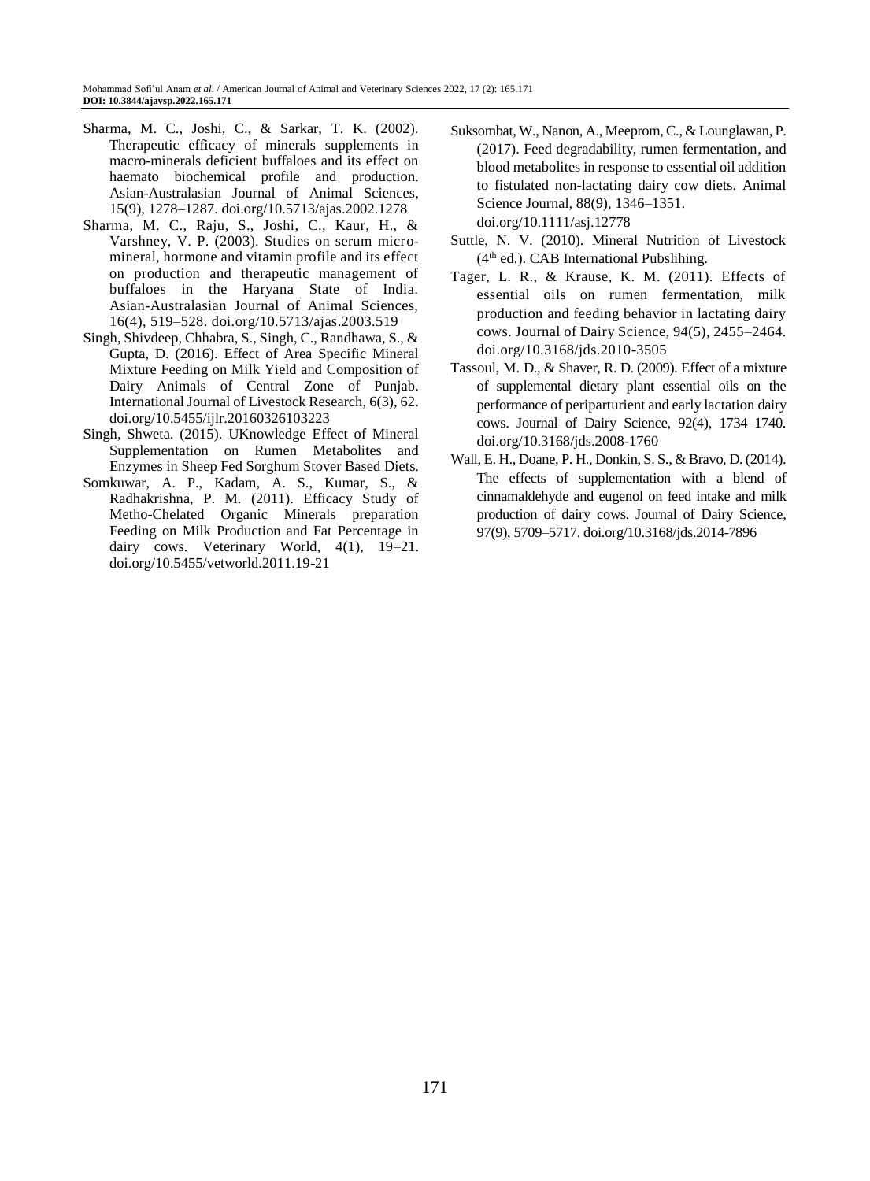Sharma, M. C., Joshi, C., & Sarkar, T. K. (2002). Therapeutic efficacy of minerals supplements in macro-minerals deficient buffaloes and its effect on haemato biochemical profile and production. Asian-Australasian Journal of Animal Sciences, 15(9), 1278–1287. doi.org/10.5713/ajas.2002.1278

Sharma, M. C., Raju, S., Joshi, C., Kaur, H., & Varshney, V. P. (2003). Studies on serum micro-mineral, hormone and vitamin profile and its effect on production and therapeutic management of buffaloes in the Haryana State of India. Asian-Australasian Journal of Animal Sciences, 16(4), 519–528. doi.org/10.5713/ajas.2003.519

Singh, Shivdeep, Chhabra, S., Singh, C., Randhawa, S., & Gupta, D. (2016). Effect of Area Specific Mineral Mixture Feeding on Milk Yield and Composition of Dairy Animals of Central Zone of Punjab. International Journal of Livestock Research, 6(3), 62. doi.org/10.5455/ijlr.20160326103223

Singh, Shweta. (2015). UKnowledge Effect of Mineral Supplementation on Rumen Metabolites and Enzymes in Sheep Fed Sorghum Stover Based Diets.

Somkuwar, A. P., Kadam, A. S., Kumar, S., & Radhakrishna, P. M. (2011). Efficacy Study of Metho-Chelated Organic Minerals preparation Feeding on Milk Production and Fat Percentage in dairy cows. Veterinary World, 4(1), 19–21. doi.org/10.5455/vetworld.2011.19-21

Suksombat, W., Nanon, A., Meeprom, C., & Lounglawan, P. (2017). Feed degradability, rumen fermentation, and blood metabolites in response to essential oil addition to fistulated non-lactating dairy cow diets. Animal Science Journal, 88(9), 1346–1351. doi.org/10.1111/asj.12778

Suttle, N. V. (2010). Mineral Nutrition of Livestock (4th ed.). CAB International Pubslihing.

Tager, L. R., & Krause, K. M. (2011). Effects of essential oils on rumen fermentation, milk production and feeding behavior in lactating dairy cows. Journal of Dairy Science, 94(5), 2455–2464. doi.org/10.3168/jds.2010-3505

Tassoul, M. D., & Shaver, R. D. (2009). Effect of a mixture of supplemental dietary plant essential oils on the performance of periparturient and early lactation dairy cows. Journal of Dairy Science, 92(4), 1734–1740. doi.org/10.3168/jds.2008-1760

Wall, E. H., Doane, P. H., Donkin, S. S., & Bravo, D. (2014). The effects of supplementation with a blend of cinnamaldehyde and eugenol on feed intake and milk production of dairy cows. Journal of Dairy Science, 97(9), 5709–5717. doi.org/10.3168/jds.2014-7896